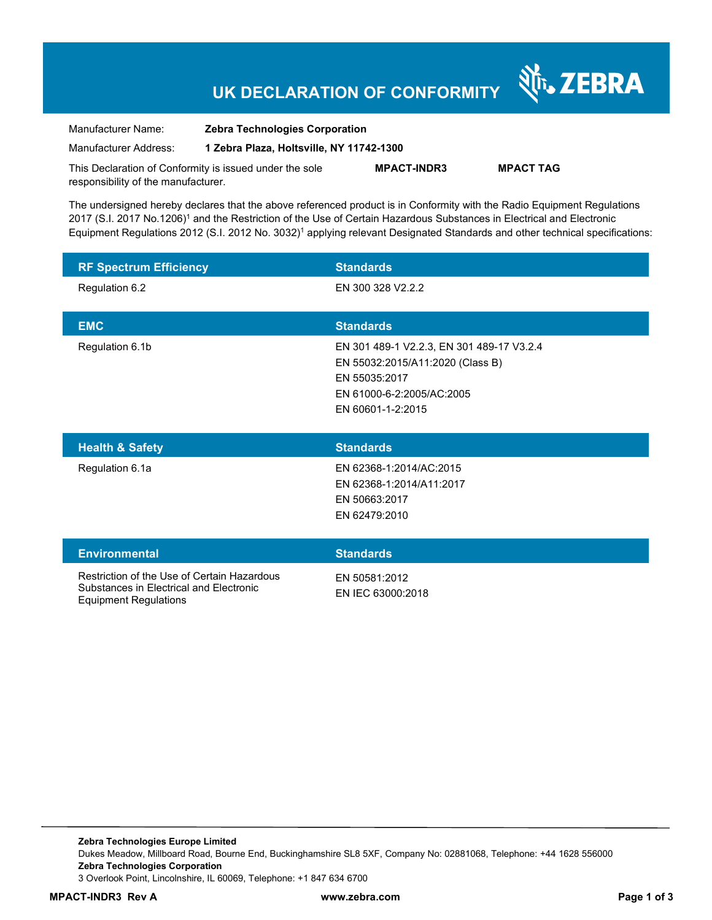# UK DECLARATION OF CONFORMITY

ZEBRA

Manufacturer Name: **Zebra Technologies Corporation**

Manufacturer Address: **1 Zebra Plaza, Holtsville, NY 11742-1300**

This Declaration of Conformity is issued under the sole responsibility of the manufacturer. **MPACT-INDR3** **MPACT TAG**

The undersigned hereby declares that the above referenced product is in Conformity with the Radio Equipment Regulations 2017 (S.I. 2017 No.1206)[1] and the Restriction of the Use of Certain Hazardous Substances in Electrical and Electronic Equipment Regulations 2012 (S.I. 2012 No. 3032)[1] applying relevant Designated Standards and other technical specifications:

| RF Spectrum Efficiency | Standards |
|---|---|
| Regulation 6.2 | EN 300 328 V2.2.2 |

| EMC | Standards |
|---|---|
| Regulation 6.1b | EN 301 489-1 V2.2.3, EN 301 489-17 V3.2.4<br>EN 55032:2015/A11:2020 (Class B)<br>EN 55035:2017<br>EN 61000-6-2:2005/AC:2005<br>EN 60601-1-2:2015 |

| Health & Safety | Standards |
|---|---|
| Regulation 6.1a | EN 62368-1:2014/AC:2015<br>EN 62368-1:2014/A11:2017<br>EN 50663:2017<br>EN 62479:2010 |

| Environmental | Standards |
|---|---|
| Restriction of the Use of Certain Hazardous Substances in Electrical and Electronic Equipment Regulations | EN 50581:2012<br>EN IEC 63000:2018 |

**Zebra Technologies Europe Limited**
Dukes Meadow, Millboard Road, Bourne End, Buckinghamshire SL8 5XF, Company No: 02881068, Telephone: +44 1628 556000
**Zebra Technologies Corporation**
3 Overlook Point, Lincolnshire, IL 60069, Telephone: +1 847 634 6700

**MPACT-INDR3 Rev A** **www.zebra.com**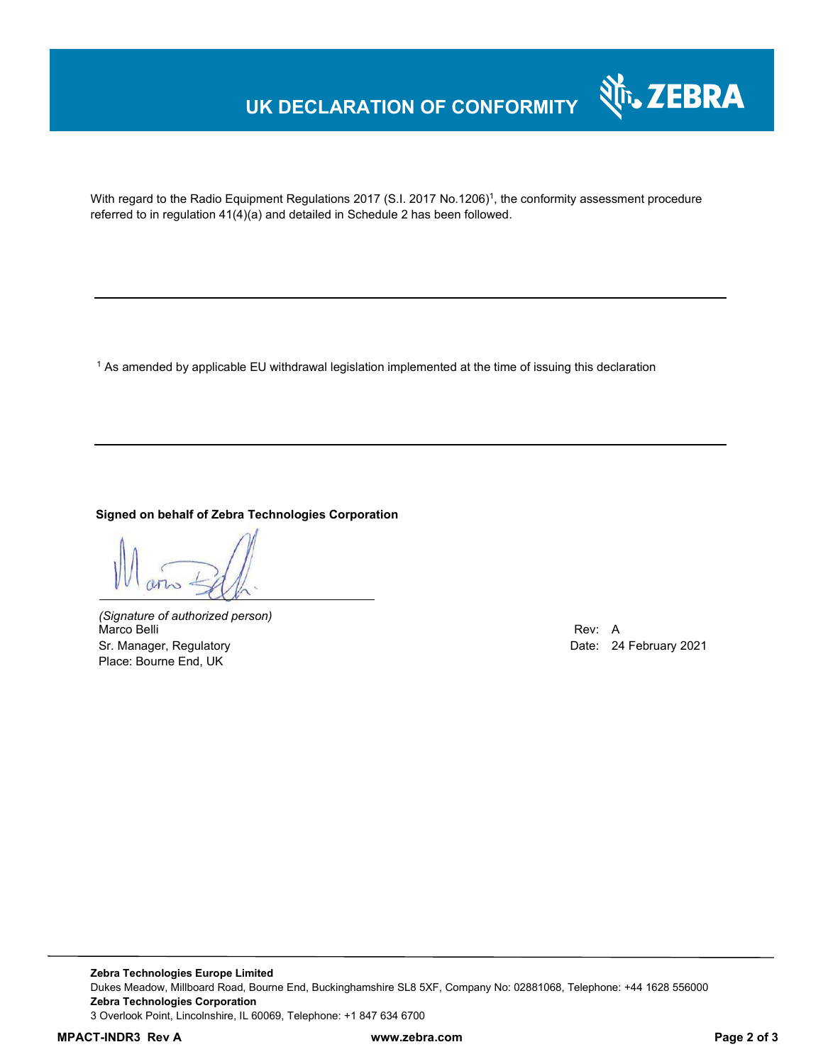# UK DECLARATION OF CONFORMITY

With regard to the Radio Equipment Regulations 2017 (S.I. 2017 No.1206)[1], the conformity assessment procedure referred to in regulation 41(4)(a) and detailed in Schedule 2 has been followed.

---

[1] As amended by applicable EU withdrawal legislation implemented at the time of issuing this declaration

---

**Signed on behalf of Zebra Technologies Corporation**

*(Signature of authorized person)*
Marco Belli
Sr. Manager, Regulatory
Place: Bourne End, UK

Rev: A
Date: 24 February 2021

---

**Zebra Technologies Europe Limited**
Dukes Meadow, Millboard Road, Bourne End, Buckinghamshire SL8 5XF, Company No: 02881068, Telephone: +44 1628 556000
**Zebra Technologies Corporation**
3 Overlook Point, Lincolnshire, IL 60069, Telephone: +1 847 634 6700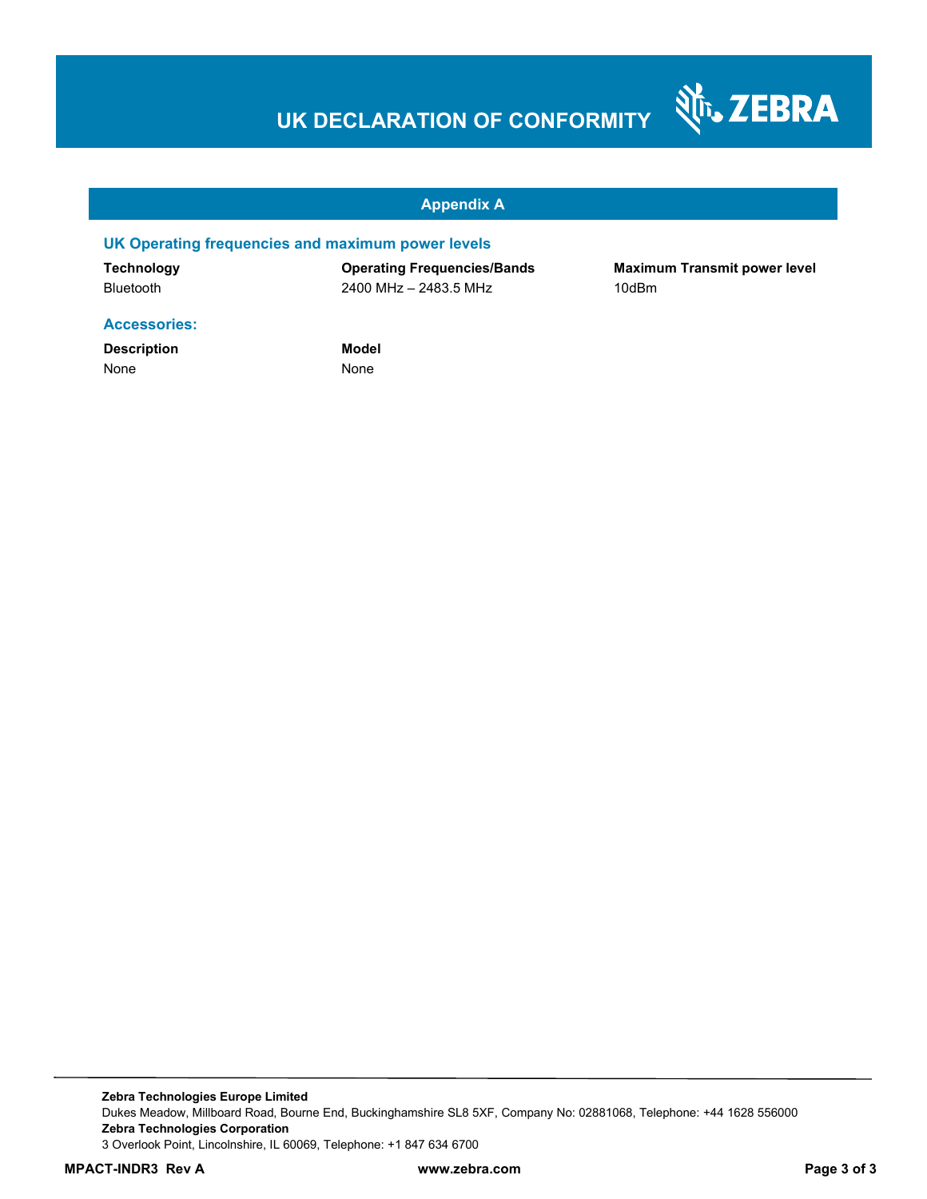# UK DECLARATION OF CONFORMITY

## Appendix A

### UK Operating frequencies and maximum power levels

| Technology | Operating Frequencies/Bands | Maximum Transmit power level |
|---|---|---|
| Bluetooth | 2400 MHz – 2483.5 MHz | 10dBm |

### Accessories:

| Description | Model |
|---|---|
| None | None |

**Zebra Technologies Europe Limited**
Dukes Meadow, Millboard Road, Bourne End, Buckinghamshire SL8 5XF, Company No: 02881068, Telephone: +44 1628 556000
**Zebra Technologies Corporation**
3 Overlook Point, Lincolnshire, IL 60069, Telephone: +1 847 634 6700

**MPACT-INDR3 Rev A** **www.zebra.com**